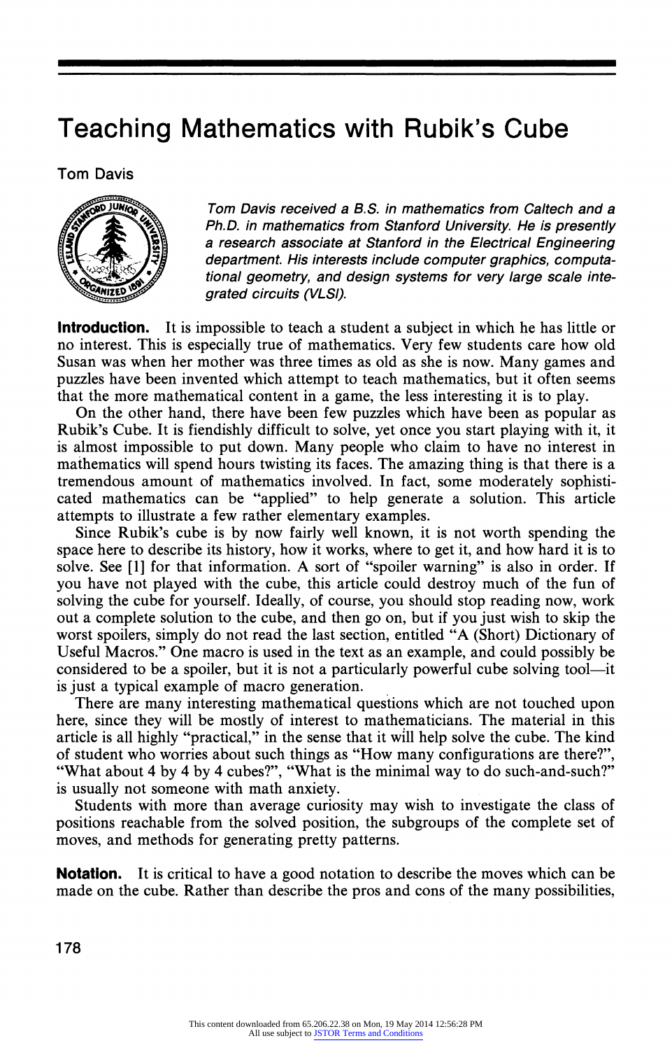# Teaching Mathematics with Rubik's Cube

Tom Davis

*Tom Davis received a B.S. in mathematics from Caltech and a Ph.D. in mathematics from Stanford University. He is presently a research associate at Stanford in the Electrical Engineering department. His interests include computer graphics, computational geometry, and design systems for very large scale integrated circuits (VLSI).*

**Introduction.** It is impossible to teach a student a subject in which he has little or no interest. This is especially true of mathematics. Very few students care how old Susan was when her mother was three times as old as she is now. Many games and puzzles have been invented which attempt to teach mathematics, but it often seems that the more mathematical content in a game, the less interesting it is to play.

On the other hand, there have been few puzzles which have been as popular as Rubik's Cube. It is fiendishly difficult to solve, yet once you start playing with it, it is almost impossible to put down. Many people who claim to have no interest in mathematics will spend hours twisting its faces. The amazing thing is that there is a tremendous amount of mathematics involved. In fact, some moderately sophisticated mathematics can be "applied" to help generate a solution. This article attempts to illustrate a few rather elementary examples.

Since Rubik's cube is by now fairly well known, it is not worth spending the space here to describe its history, how it works, where to get it, and how hard it is to solve. See [1] for that information. A sort of "spoiler warning" is also in order. If you have not played with the cube, this article could destroy much of the fun of solving the cube for yourself. Ideally, of course, you should stop reading now, work out a complete solution to the cube, and then go on, but if you just wish to skip the worst spoilers, simply do not read the last section, entitled "A (Short) Dictionary of Useful Macros." One macro is used in the text as an example, and could possibly be considered to be a spoiler, but it is not a particularly powerful cube solving tool—it is just a typical example of macro generation.

There are many interesting mathematical questions which are not touched upon here, since they will be mostly of interest to mathematicians. The material in this article is all highly "practical," in the sense that it will help solve the cube. The kind of student who worries about such things as "How many configurations are there?", "What about 4 by 4 by 4 cubes?", "What is the minimal way to do such-and-such?" is usually not someone with math anxiety.

Students with more than average curiosity may wish to investigate the class of positions reachable from the solved position, the subgroups of the complete set of moves, and methods for generating pretty patterns.

**Notation.** It is critical to have a good notation to describe the moves which can be made on the cube. Rather than describe the pros and cons of the many possibilities,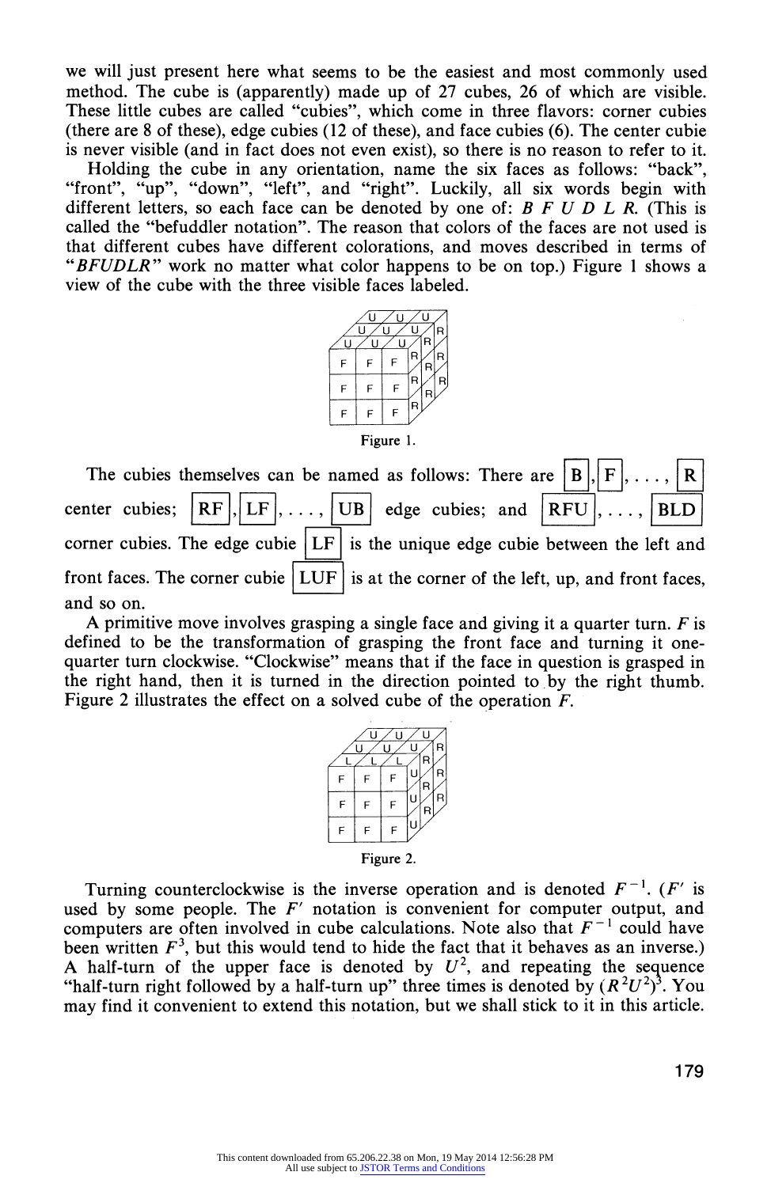we will just present here what seems to be the easiest and most commonly used method. The cube is (apparently) made up of 27 cubes, 26 of which are visible. These little cubes are called "cubies", which come in three flavors: corner cubies (there are 8 of these), edge cubies (12 of these), and face cubies (6). The center cubie is never visible (and in fact does not even exist), so there is no reason to refer to it.

Holding the cube in any orientation, name the six faces as follows: "back", "front", "up", "down", "left", and "right". Luckily, all six words begin with different letters, so each face can be denoted by one of: *B F U D L R*. (This is called the "befuddler notation". The reason that colors of the faces are not used is that different cubes have different colorations, and moves described in terms of "*BFUDLR*" work no matter what color happens to be on top.) Figure 1 shows a view of the cube with the three visible faces labeled.

Figure 1.

The cubies themselves can be named as follows: There are [B], [F], ..., [R] center cubies; [RF], [LF], ..., [UB] edge cubies; and [RFU], ..., [BLD] corner cubies. The edge cubie [LF] is the unique edge cubie between the left and front faces. The corner cubie [LUF] is at the corner of the left, up, and front faces, and so on.

A primitive move involves grasping a single face and giving it a quarter turn. $F$ is defined to be the transformation of grasping the front face and turning it one-quarter turn clockwise. "Clockwise" means that if the face in question is grasped in the right hand, then it is turned in the direction pointed to by the right thumb. Figure 2 illustrates the effect on a solved cube of the operation $F$.

Figure 2.

Turning counterclockwise is the inverse operation and is denoted $F^{-1}$. ($F'$ is used by some people. The $F'$ notation is convenient for computer output, and computers are often involved in cube calculations. Note also that $F^{-1}$ could have been written $F^3$, but this would tend to hide the fact that it behaves as an inverse.) A half-turn of the upper face is denoted by $U^2$, and repeating the sequence "half-turn right followed by a half-turn up" three times is denoted by $(R^2U^2)^3$. You may find it convenient to extend this notation, but we shall stick to it in this article.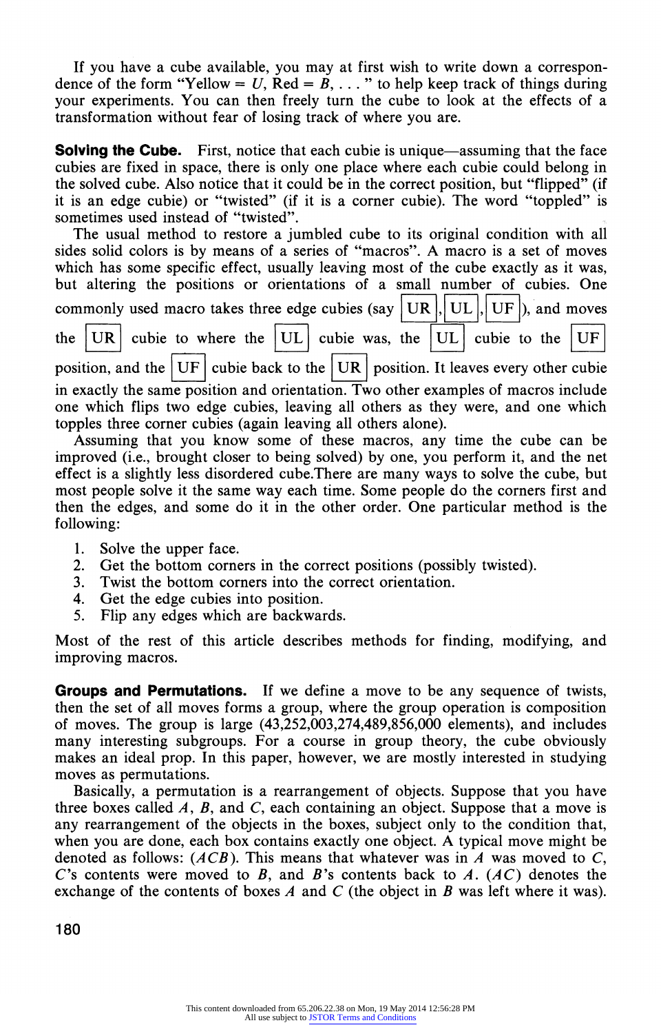If you have a cube available, you may at first wish to write down a correspondence of the form "Yellow = $U$, Red = $B$, . . . " to help keep track of things during your experiments. You can then freely turn the cube to look at the effects of a transformation without fear of losing track of where you are.

**Solving the Cube.** First, notice that each cubie is unique—assuming that the face cubies are fixed in space, there is only one place where each cubie could belong in the solved cube. Also notice that it could be in the correct position, but "flipped" (if it is an edge cubie) or "twisted" (if it is a corner cubie). The word "toppled" is sometimes used instead of "twisted".

The usual method to restore a jumbled cube to its original condition with all sides solid colors is by means of a series of "macros". A macro is a set of moves which has some specific effect, usually leaving most of the cube exactly as it was, but altering the positions or orientations of a small number of cubies. One commonly used macro takes three edge cubies (say $\boxed{UR}$, $\boxed{UL}$, $\boxed{UF}$), and moves the $\boxed{UR}$ cubie to where the $\boxed{UL}$ cubie was, the $\boxed{UL}$ cubie to the $\boxed{UF}$ position, and the $\boxed{UF}$ cubie back to the $\boxed{UR}$ position. It leaves every other cubie in exactly the same position and orientation. Two other examples of macros include one which flips two edge cubies, leaving all others as they were, and one which topples three corner cubies (again leaving all others alone).

Assuming that you know some of these macros, any time the cube can be improved (i.e., brought closer to being solved) by one, you perform it, and the net effect is a slightly less disordered cube. There are many ways to solve the cube, but most people solve it the same way each time. Some people do the corners first and then the edges, and some do it in the other order. One particular method is the following:

1. Solve the upper face.
2. Get the bottom corners in the correct positions (possibly twisted).
3. Twist the bottom corners into the correct orientation.
4. Get the edge cubies into position.
5. Flip any edges which are backwards.

Most of the rest of this article describes methods for finding, modifying, and improving macros.

**Groups and Permutations.** If we define a move to be any sequence of twists, then the set of all moves forms a group, where the group operation is composition of moves. The group is large (43,252,003,274,489,856,000 elements), and includes many interesting subgroups. For a course in group theory, the cube obviously makes an ideal prop. In this paper, however, we are mostly interested in studying moves as permutations.

Basically, a permutation is a rearrangement of objects. Suppose that you have three boxes called $A$, $B$, and $C$, each containing an object. Suppose that a move is any rearrangement of the objects in the boxes, subject only to the condition that, when you are done, each box contains exactly one object. A typical move might be denoted as follows: $(ACB)$. This means that whatever was in $A$ was moved to $C$, $C$'s contents were moved to $B$, and $B$'s contents back to $A$. $(AC)$ denotes the exchange of the contents of boxes $A$ and $C$ (the object in $B$ was left where it was).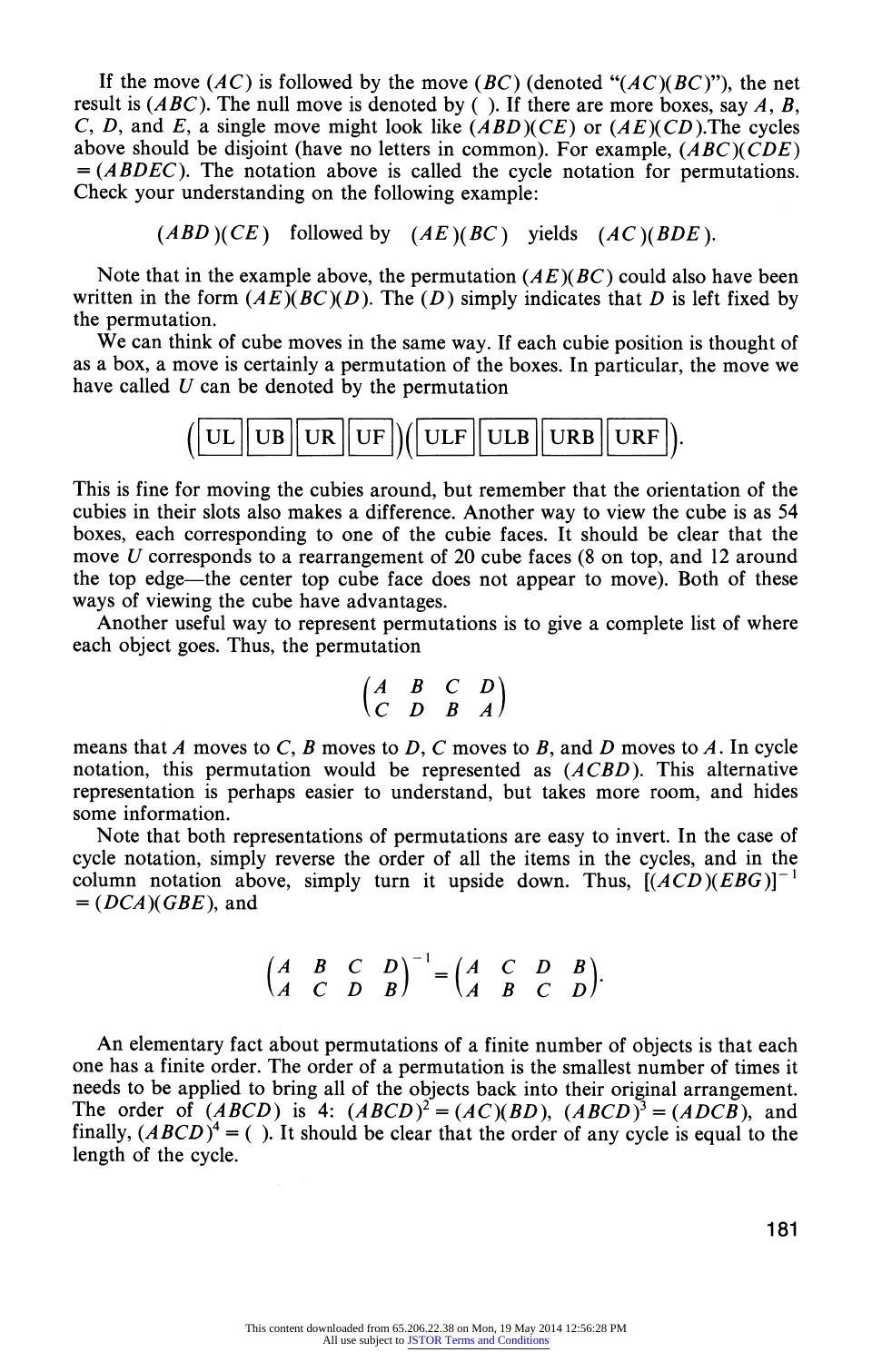If the move $(AC)$ is followed by the move $(BC)$ (denoted "$(AC)(BC)$"), the net result is $(ABC)$. The null move is denoted by $(\ )$. If there are more boxes, say $A$, $B$, $C$, $D$, and $E$, a single move might look like $(ABD)(CE)$ or $(AE)(CD)$.The cycles above should be disjoint (have no letters in common). For example, $(ABC)(CDE) = (ABDEC)$. The notation above is called the cycle notation for permutations. Check your understanding on the following example:

$$(ABD)(CE) \quad \text{followed by} \quad (AE)(BC) \quad \text{yields} \quad (AC)(BDE).$$

Note that in the example above, the permutation $(AE)(BC)$ could also have been written in the form $(AE)(BC)(D)$. The $(D)$ simply indicates that $D$ is left fixed by the permutation.

We can think of cube moves in the same way. If each cubie position is thought of as a box, a move is certainly a permutation of the boxes. In particular, the move we have called $U$ can be denoted by the permutation

$$(\boxed{\text{UL}}\,\boxed{\text{UB}}\,\boxed{\text{UR}}\,\boxed{\text{UF}})(\boxed{\text{ULF}}\,\boxed{\text{ULB}}\,\boxed{\text{URB}}\,\boxed{\text{URF}}).$$

This is fine for moving the cubies around, but remember that the orientation of the cubies in their slots also makes a difference. Another way to view the cube is as 54 boxes, each corresponding to one of the cubie faces. It should be clear that the move $U$ corresponds to a rearrangement of 20 cube faces (8 on top, and 12 around the top edge—the center top cube face does not appear to move). Both of these ways of viewing the cube have advantages.

Another useful way to represent permutations is to give a complete list of where each object goes. Thus, the permutation

$$\begin{pmatrix} A & B & C & D \\ C & D & B & A \end{pmatrix}$$

means that $A$ moves to $C$, $B$ moves to $D$, $C$ moves to $B$, and $D$ moves to $A$. In cycle notation, this permutation would be represented as $(ACBD)$. This alternative representation is perhaps easier to understand, but takes more room, and hides some information.

Note that both representations of permutations are easy to invert. In the case of cycle notation, simply reverse the order of all the items in the cycles, and in the column notation above, simply turn it upside down. Thus, $[(ACD)(EBG)]^{-1} = (DCA)(GBE)$, and

$$\begin{pmatrix} A & B & C & D \\ A & C & D & B \end{pmatrix}^{-1} = \begin{pmatrix} A & C & D & B \\ A & B & C & D \end{pmatrix}.$$

An elementary fact about permutations of a finite number of objects is that each one has a finite order. The order of a permutation is the smallest number of times it needs to be applied to bring all of the objects back into their original arrangement. The order of $(ABCD)$ is 4: $(ABCD)^2 = (AC)(BD)$, $(ABCD)^3 = (ADCB)$, and finally, $(ABCD)^4 = (\ )$. It should be clear that the order of any cycle is equal to the length of the cycle.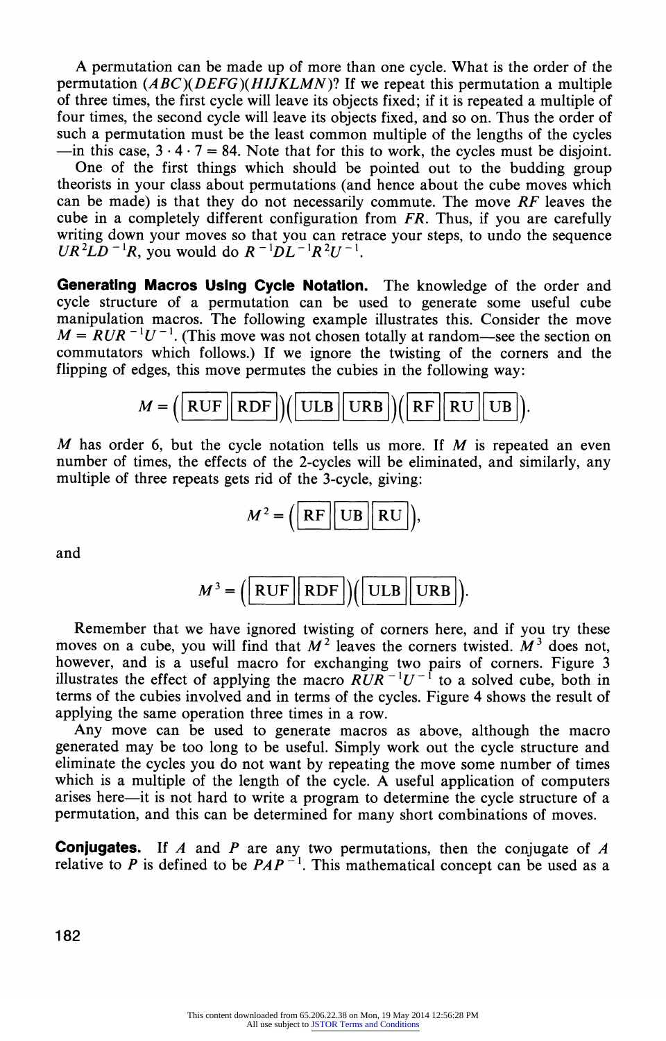A permutation can be made up of more than one cycle. What is the order of the permutation $(ABC)(DEFG)(HIJKLMN)$? If we repeat this permutation a multiple of three times, the first cycle will leave its objects fixed; if it is repeated a multiple of four times, the second cycle will leave its objects fixed, and so on. Thus the order of such a permutation must be the least common multiple of the lengths of the cycles —in this case, $3 \cdot 4 \cdot 7 = 84$. Note that for this to work, the cycles must be disjoint.

One of the first things which should be pointed out to the budding group theorists in your class about permutations (and hence about the cube moves which can be made) is that they do not necessarily commute. The move $RF$ leaves the cube in a completely different configuration from $FR$. Thus, if you are carefully writing down your moves so that you can retrace your steps, to undo the sequence $UR^2LD^{-1}R$, you would do $R^{-1}DL^{-1}R^2U^{-1}$.

**Generating Macros Using Cycle Notation.** The knowledge of the order and cycle structure of a permutation can be used to generate some useful cube manipulation macros. The following example illustrates this. Consider the move $M = RUR^{-1}U^{-1}$. (This move was not chosen totally at random—see the section on commutators which follows.) If we ignore the twisting of the corners and the flipping of edges, this move permutes the cubies in the following way:

$$M = (\boxed{\text{RUF}}\,\boxed{\text{RDF}})(\boxed{\text{ULB}}\,\boxed{\text{URB}})(\boxed{\text{RF}}\,\boxed{\text{RU}}\,\boxed{\text{UB}}).$$

$M$ has order 6, but the cycle notation tells us more. If $M$ is repeated an even number of times, the effects of the 2-cycles will be eliminated, and similarly, any multiple of three repeats gets rid of the 3-cycle, giving:

$$M^2 = (\boxed{\text{RF}}\,\boxed{\text{UB}}\,\boxed{\text{RU}}),$$

and

$$M^3 = (\boxed{\text{RUF}}\,\boxed{\text{RDF}})(\boxed{\text{ULB}}\,\boxed{\text{URB}}).$$

Remember that we have ignored twisting of corners here, and if you try these moves on a cube, you will find that $M^2$ leaves the corners twisted. $M^3$ does not, however, and is a useful macro for exchanging two pairs of corners. Figure 3 illustrates the effect of applying the macro $RUR^{-1}U^{-1}$ to a solved cube, both in terms of the cubies involved and in terms of the cycles. Figure 4 shows the result of applying the same operation three times in a row.

Any move can be used to generate macros as above, although the macro generated may be too long to be useful. Simply work out the cycle structure and eliminate the cycles you do not want by repeating the move some number of times which is a multiple of the length of the cycle. A useful application of computers arises here—it is not hard to write a program to determine the cycle structure of a permutation, and this can be determined for many short combinations of moves.

**Conjugates.** If $A$ and $P$ are any two permutations, then the conjugate of $A$ relative to $P$ is defined to be $PAP^{-1}$. This mathematical concept can be used as a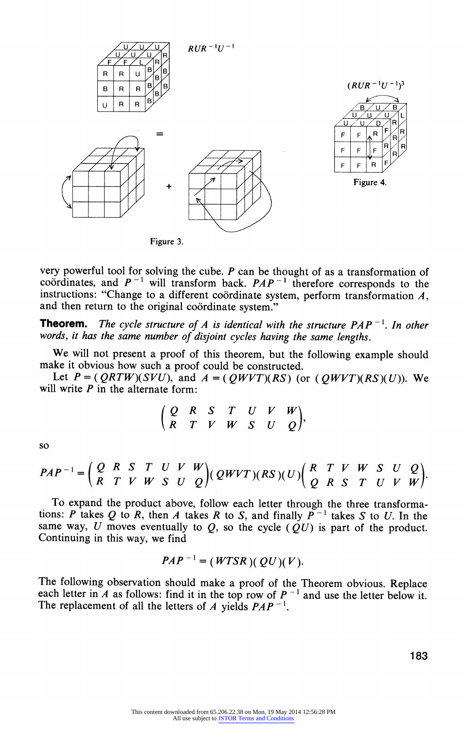$RUR^{-1}U^{-1}$

=

+

Figure 3.

$(RUR^{-1}U^{-1})^3$

Figure 4.

very powerful tool for solving the cube. $P$ can be thought of as a transformation of coördinates, and $P^{-1}$ will transform back. $PAP^{-1}$ therefore corresponds to the instructions: "Change to a different coördinate system, perform transformation $A$, and then return to the original coördinate system."

**Theorem.** *The cycle structure of $A$ is identical with the structure $PAP^{-1}$. In other words, it has the same number of disjoint cycles having the same lengths.*

We will not present a proof of this theorem, but the following example should make it obvious how such a proof could be constructed.

Let $P = (QRTW)(SVU)$, and $A = (QWVT)(RS)$ (or $(QWVT)(RS)(U)$). We will write $P$ in the alternate form:

$$\begin{pmatrix} Q & R & S & T & U & V & W \\ R & T & V & W & S & U & Q \end{pmatrix},$$

so

$$PAP^{-1} = \begin{pmatrix} Q & R & S & T & U & V & W \\ R & T & V & W & S & U & Q \end{pmatrix}(QWVT)(RS)(U)\begin{pmatrix} R & T & V & W & S & U & Q \\ Q & R & S & T & U & V & W \end{pmatrix}.$$

To expand the product above, follow each letter through the three transformations: $P$ takes $Q$ to $R$, then $A$ takes $R$ to $S$, and finally $P^{-1}$ takes $S$ to $U$. In the same way, $U$ moves eventually to $Q$, so the cycle $(QU)$ is part of the product. Continuing in this way, we find

$$PAP^{-1} = (WTSR)(QU)(V).$$

The following observation should make a proof of the Theorem obvious. Replace each letter in $A$ as follows: find it in the top row of $P^{-1}$ and use the letter below it. The replacement of all the letters of $A$ yields $PAP^{-1}$.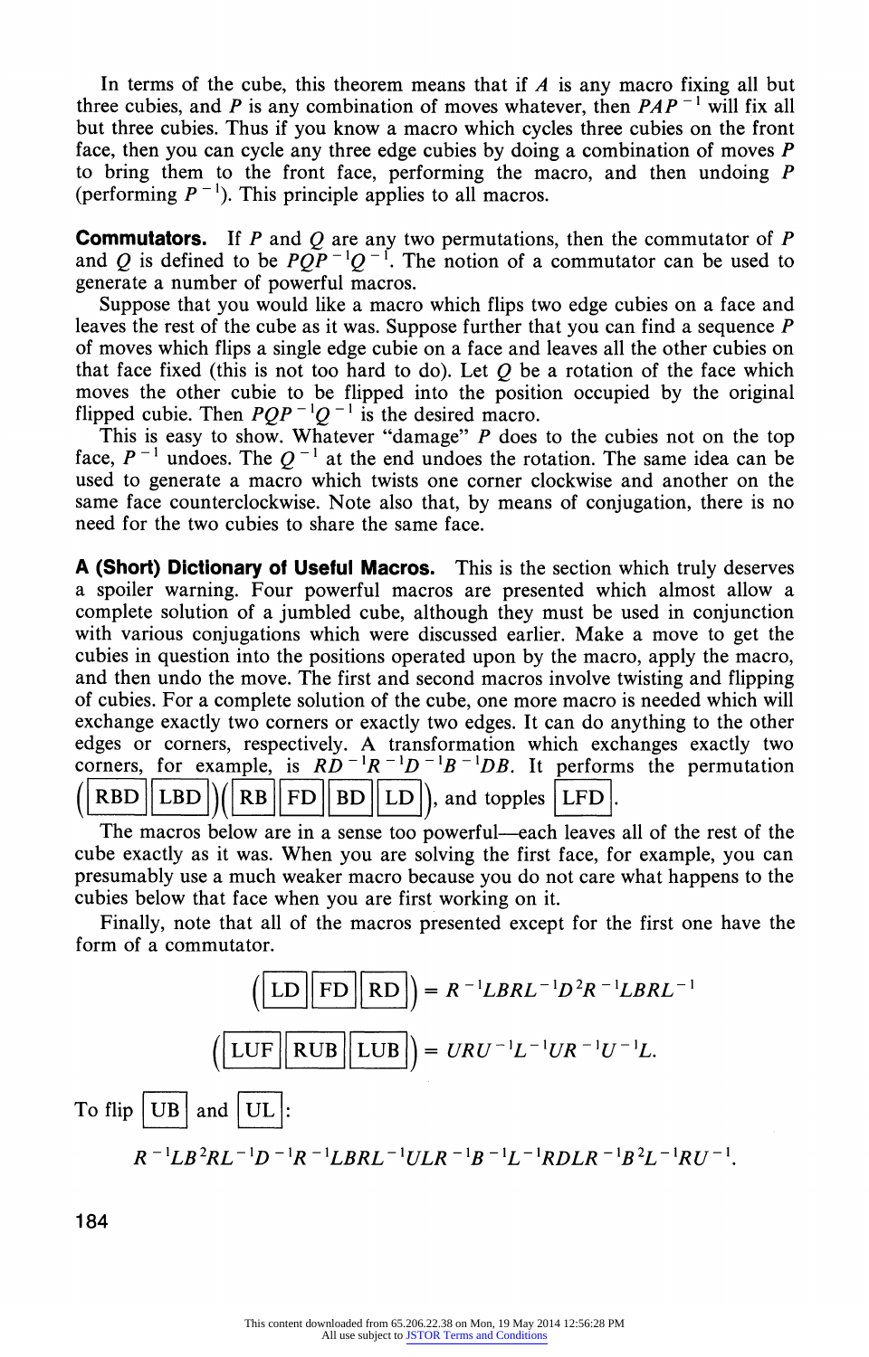In terms of the cube, this theorem means that if $A$ is any macro fixing all but three cubies, and $P$ is any combination of moves whatever, then $PAP^{-1}$ will fix all but three cubies. Thus if you know a macro which cycles three cubies on the front face, then you can cycle any three edge cubies by doing a combination of moves $P$ to bring them to the front face, performing the macro, and then undoing $P$ (performing $P^{-1}$). This principle applies to all macros.

**Commutators.** If $P$ and $Q$ are any two permutations, then the commutator of $P$ and $Q$ is defined to be $PQP^{-1}Q^{-1}$. The notion of a commutator can be used to generate a number of powerful macros.

Suppose that you would like a macro which flips two edge cubies on a face and leaves the rest of the cube as it was. Suppose further that you can find a sequence $P$ of moves which flips a single edge cubie on a face and leaves all the other cubies on that face fixed (this is not too hard to do). Let $Q$ be a rotation of the face which moves the other cubie to be flipped into the position occupied by the original flipped cubie. Then $PQP^{-1}Q^{-1}$ is the desired macro.

This is easy to show. Whatever "damage" $P$ does to the cubies not on the top face, $P^{-1}$ undoes. The $Q^{-1}$ at the end undoes the rotation. The same idea can be used to generate a macro which twists one corner clockwise and another on the same face counterclockwise. Note also that, by means of conjugation, there is no need for the two cubies to share the same face.

**A (Short) Dictionary of Useful Macros.** This is the section which truly deserves a spoiler warning. Four powerful macros are presented which almost allow a complete solution of a jumbled cube, although they must be used in conjunction with various conjugations which were discussed earlier. Make a move to get the cubies in question into the positions operated upon by the macro, apply the macro, and then undo the move. The first and second macros involve twisting and flipping of cubies. For a complete solution of the cube, one more macro is needed which will exchange exactly two corners or exactly two edges. It can do anything to the other edges or corners, respectively. A transformation which exchanges exactly two corners, for example, is $RD^{-1}R^{-1}D^{-1}B^{-1}DB$. It performs the permutation (RBD LBD)(RB FD BD LD), and topples LFD.

The macros below are in a sense too powerful—each leaves all of the rest of the cube exactly as it was. When you are solving the first face, for example, you can presumably use a much weaker macro because you do not care what happens to the cubies below that face when you are first working on it.

Finally, note that all of the macros presented except for the first one have the form of a commutator.

$$(\text{LD FD RD}) = R^{-1}LBRL^{-1}D^2R^{-1}LBRL^{-1}$$

$$(\text{LUF RUB LUB}) = URU^{-1}L^{-1}UR^{-1}U^{-1}L.$$

To flip UB and UL:

$$R^{-1}LB^2RL^{-1}D^{-1}R^{-1}LBRL^{-1}ULR^{-1}B^{-1}L^{-1}RDLR^{-1}B^2L^{-1}RU^{-1}.$$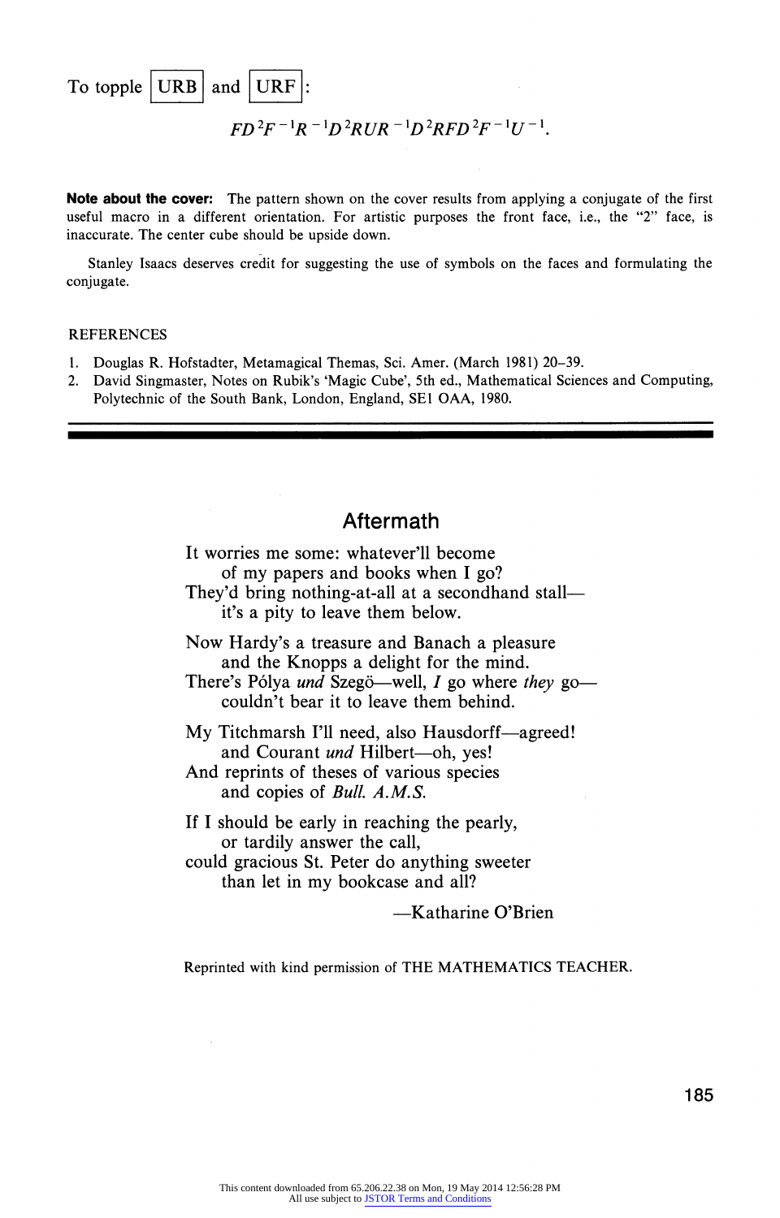To topple URB and URF:

$$FD^2F^{-1}R^{-1}D^2RUR^{-1}D^2RFD^2F^{-1}U^{-1}.$$

**Note about the cover:** The pattern shown on the cover results from applying a conjugate of the first useful macro in a different orientation. For artistic purposes the front face, i.e., the "2" face, is inaccurate. The center cube should be upside down.

Stanley Isaacs deserves credit for suggesting the use of symbols on the faces and formulating the conjugate.

## REFERENCES

1. Douglas R. Hofstadter, Metamagical Themas, Sci. Amer. (March 1981) 20–39.
2. David Singmaster, Notes on Rubik's 'Magic Cube', 5th ed., Mathematical Sciences and Computing, Polytechnic of the South Bank, London, England, SE1 OAA, 1980.

---

## Aftermath

It worries me some: whatever'll become
of my papers and books when I go?
They'd bring nothing-at-all at a secondhand stall—
it's a pity to leave them below.

Now Hardy's a treasure and Banach a pleasure
and the Knopps a delight for the mind.
There's Pólya *und* Szegö—well, *I* go where *they* go—
couldn't bear it to leave them behind.

My Titchmarsh I'll need, also Hausdorff—agreed!
and Courant *und* Hilbert—oh, yes!
And reprints of theses of various species
and copies of *Bull. A.M.S.*

If I should be early in reaching the pearly,
or tardily answer the call,
could gracious St. Peter do anything sweeter
than let in my bookcase and all?

—Katharine O'Brien

Reprinted with kind permission of THE MATHEMATICS TEACHER.